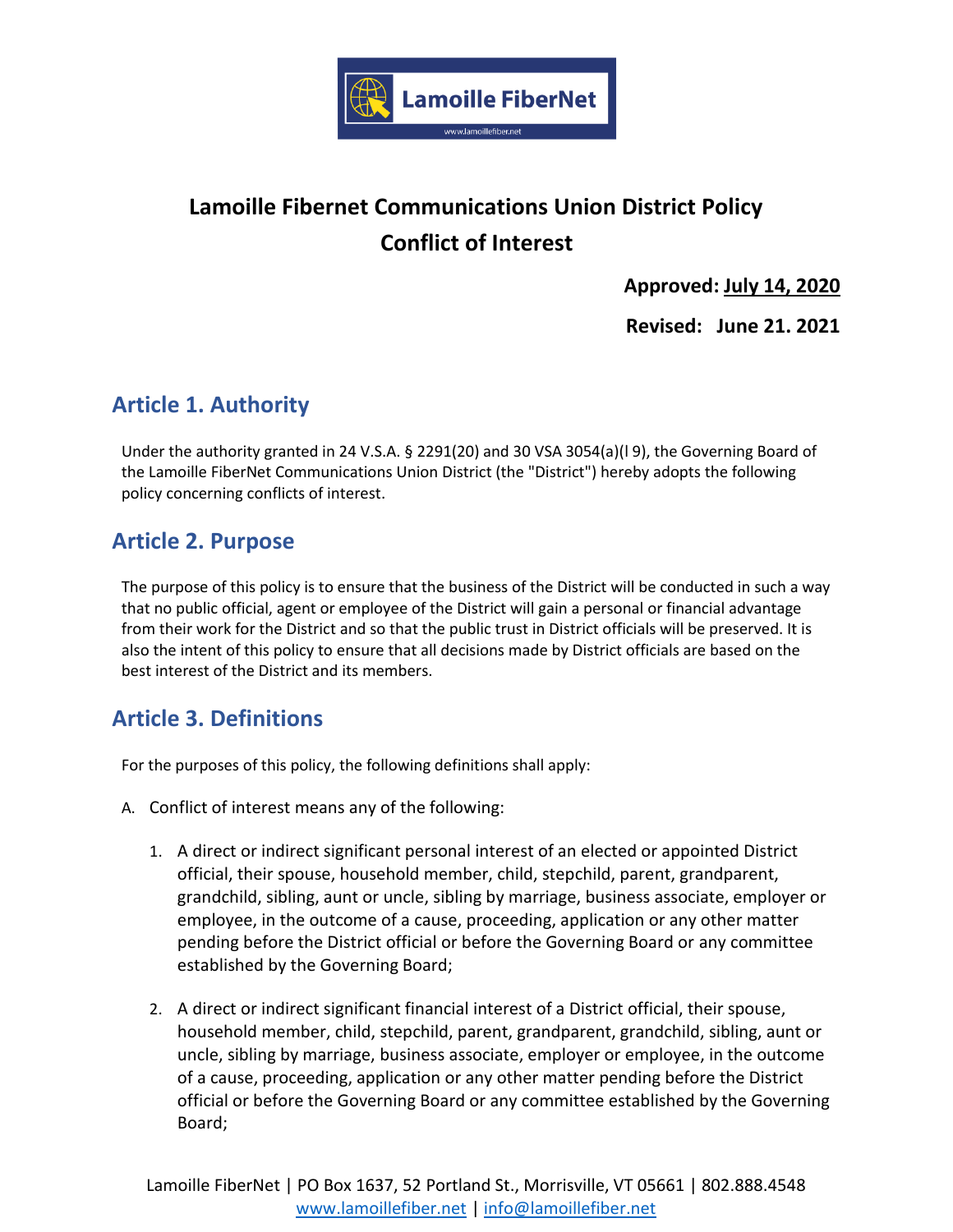# Lamoille Fibernet Communications Union District Policy
# Conflict of Interest

**Approved: July 14, 2020**

**Revised: June 21. 2021**

## Article 1. Authority

Under the authority granted in 24 V.S.A. § 2291(20) and 30 VSA 3054(a)(l 9), the Governing Board of the Lamoille FiberNet Communications Union District (the "District") hereby adopts the following policy concerning conflicts of interest.

## Article 2. Purpose

The purpose of this policy is to ensure that the business of the District will be conducted in such a way that no public official, agent or employee of the District will gain a personal or financial advantage from their work for the District and so that the public trust in District officials will be preserved. It is also the intent of this policy to ensure that all decisions made by District officials are based on the best interest of the District and its members.

## Article 3. Definitions

For the purposes of this policy, the following definitions shall apply:

A. Conflict of interest means any of the following:

1. A direct or indirect significant personal interest of an elected or appointed District official, their spouse, household member, child, stepchild, parent, grandparent, grandchild, sibling, aunt or uncle, sibling by marriage, business associate, employer or employee, in the outcome of a cause, proceeding, application or any other matter pending before the District official or before the Governing Board or any committee established by the Governing Board;

2. A direct or indirect significant financial interest of a District official, their spouse, household member, child, stepchild, parent, grandparent, grandchild, sibling, aunt or uncle, sibling by marriage, business associate, employer or employee, in the outcome of a cause, proceeding, application or any other matter pending before the District official or before the Governing Board or any committee established by the Governing Board;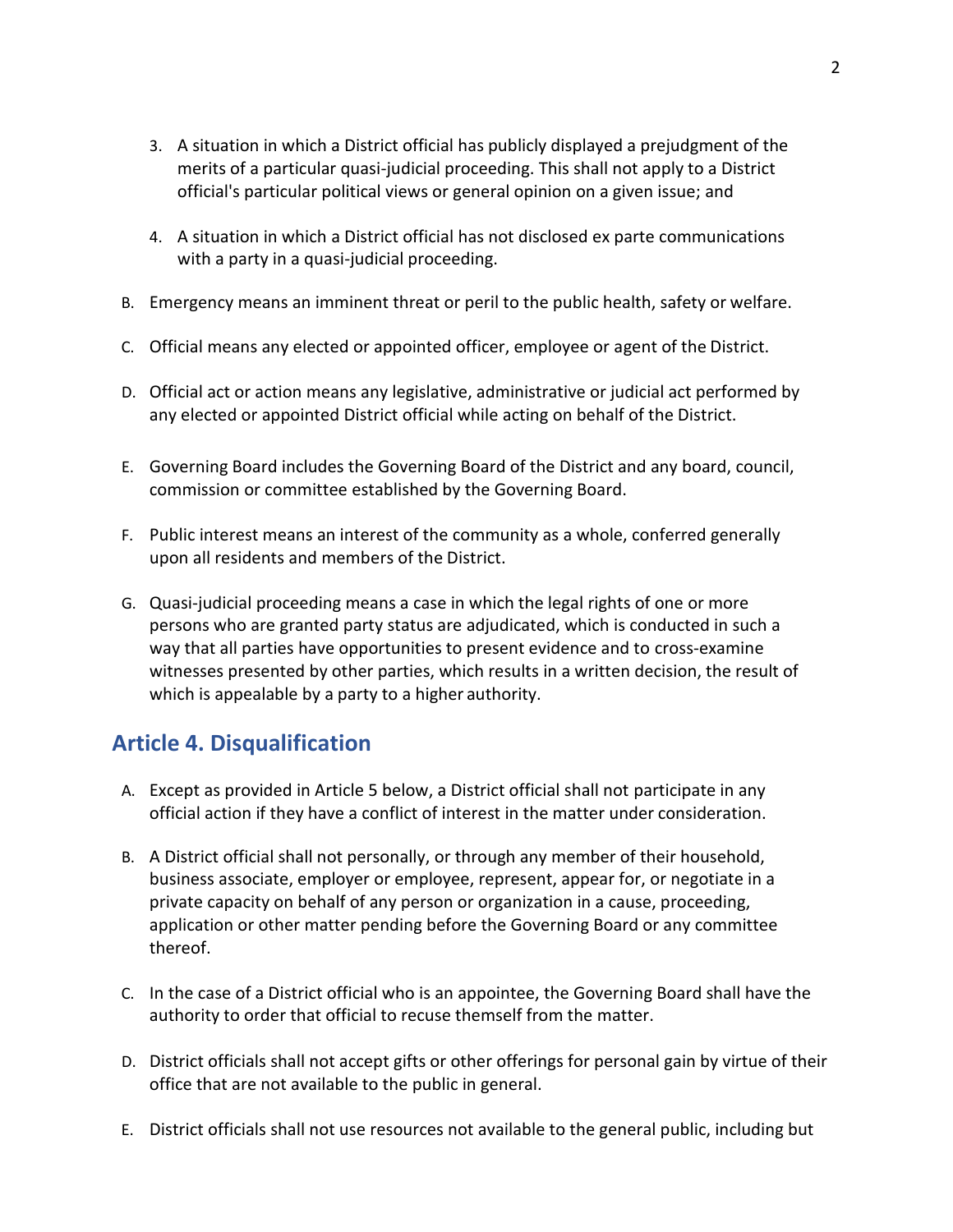3. A situation in which a District official has publicly displayed a prejudgment of the merits of a particular quasi-judicial proceeding. This shall not apply to a District official's particular political views or general opinion on a given issue; and

4. A situation in which a District official has not disclosed ex parte communications with a party in a quasi-judicial proceeding.

B. Emergency means an imminent threat or peril to the public health, safety or welfare.

C. Official means any elected or appointed officer, employee or agent of the District.

D. Official act or action means any legislative, administrative or judicial act performed by any elected or appointed District official while acting on behalf of the District.

E. Governing Board includes the Governing Board of the District and any board, council, commission or committee established by the Governing Board.

F. Public interest means an interest of the community as a whole, conferred generally upon all residents and members of the District.

G. Quasi-judicial proceeding means a case in which the legal rights of one or more persons who are granted party status are adjudicated, which is conducted in such a way that all parties have opportunities to present evidence and to cross-examine witnesses presented by other parties, which results in a written decision, the result of which is appealable by a party to a higher authority.

## Article 4. Disqualification

A. Except as provided in Article 5 below, a District official shall not participate in any official action if they have a conflict of interest in the matter under consideration.

B. A District official shall not personally, or through any member of their household, business associate, employer or employee, represent, appear for, or negotiate in a private capacity on behalf of any person or organization in a cause, proceeding, application or other matter pending before the Governing Board or any committee thereof.

C. In the case of a District official who is an appointee, the Governing Board shall have the authority to order that official to recuse themself from the matter.

D. District officials shall not accept gifts or other offerings for personal gain by virtue of their office that are not available to the public in general.

E. District officials shall not use resources not available to the general public, including but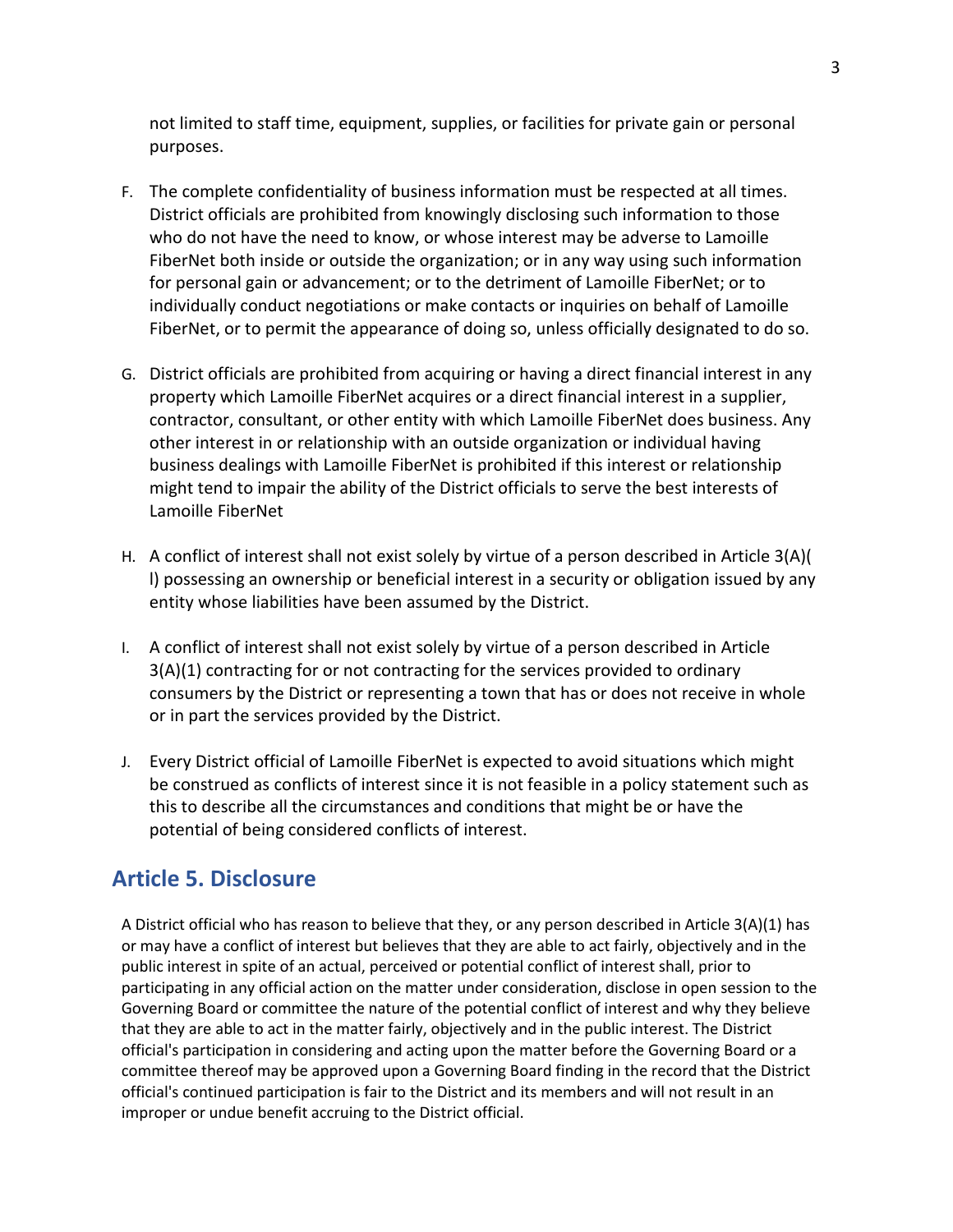not limited to staff time, equipment, supplies, or facilities for private gain or personal purposes.

F. The complete confidentiality of business information must be respected at all times. District officials are prohibited from knowingly disclosing such information to those who do not have the need to know, or whose interest may be adverse to Lamoille FiberNet both inside or outside the organization; or in any way using such information for personal gain or advancement; or to the detriment of Lamoille FiberNet; or to individually conduct negotiations or make contacts or inquiries on behalf of Lamoille FiberNet, or to permit the appearance of doing so, unless officially designated to do so.

G. District officials are prohibited from acquiring or having a direct financial interest in any property which Lamoille FiberNet acquires or a direct financial interest in a supplier, contractor, consultant, or other entity with which Lamoille FiberNet does business. Any other interest in or relationship with an outside organization or individual having business dealings with Lamoille FiberNet is prohibited if this interest or relationship might tend to impair the ability of the District officials to serve the best interests of Lamoille FiberNet

H. A conflict of interest shall not exist solely by virtue of a person described in Article 3(A)( l) possessing an ownership or beneficial interest in a security or obligation issued by any entity whose liabilities have been assumed by the District.

I. A conflict of interest shall not exist solely by virtue of a person described in Article 3(A)(1) contracting for or not contracting for the services provided to ordinary consumers by the District or representing a town that has or does not receive in whole or in part the services provided by the District.

J. Every District official of Lamoille FiberNet is expected to avoid situations which might be construed as conflicts of interest since it is not feasible in a policy statement such as this to describe all the circumstances and conditions that might be or have the potential of being considered conflicts of interest.

## Article 5. Disclosure

A District official who has reason to believe that they, or any person described in Article 3(A)(1) has or may have a conflict of interest but believes that they are able to act fairly, objectively and in the public interest in spite of an actual, perceived or potential conflict of interest shall, prior to participating in any official action on the matter under consideration, disclose in open session to the Governing Board or committee the nature of the potential conflict of interest and why they believe that they are able to act in the matter fairly, objectively and in the public interest. The District official's participation in considering and acting upon the matter before the Governing Board or a committee thereof may be approved upon a Governing Board finding in the record that the District official's continued participation is fair to the District and its members and will not result in an improper or undue benefit accruing to the District official.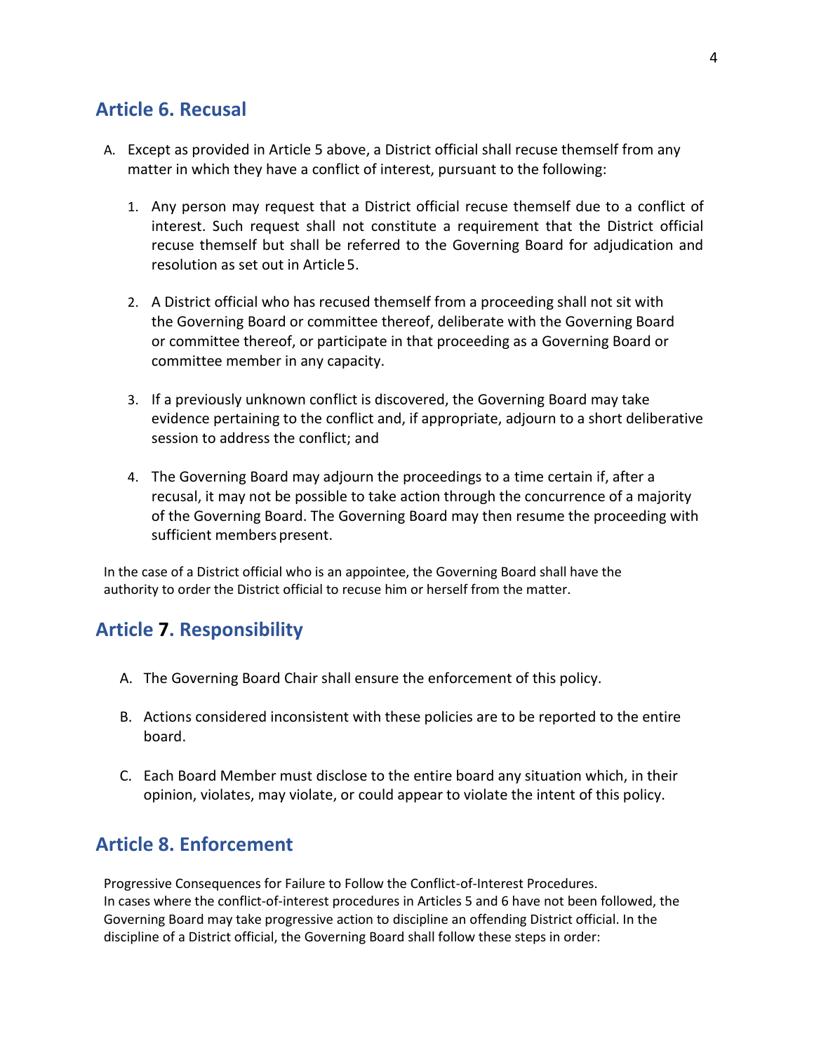## Article 6. Recusal

A. Except as provided in Article 5 above, a District official shall recuse themself from any matter in which they have a conflict of interest, pursuant to the following:

1. Any person may request that a District official recuse themself due to a conflict of interest. Such request shall not constitute a requirement that the District official recuse themself but shall be referred to the Governing Board for adjudication and resolution as set out in Article 5.

2. A District official who has recused themself from a proceeding shall not sit with the Governing Board or committee thereof, deliberate with the Governing Board or committee thereof, or participate in that proceeding as a Governing Board or committee member in any capacity.

3. If a previously unknown conflict is discovered, the Governing Board may take evidence pertaining to the conflict and, if appropriate, adjourn to a short deliberative session to address the conflict; and

4. The Governing Board may adjourn the proceedings to a time certain if, after a recusal, it may not be possible to take action through the concurrence of a majority of the Governing Board. The Governing Board may then resume the proceeding with sufficient members present.

In the case of a District official who is an appointee, the Governing Board shall have the authority to order the District official to recuse him or herself from the matter.

## Article 7. Responsibility

A. The Governing Board Chair shall ensure the enforcement of this policy.

B. Actions considered inconsistent with these policies are to be reported to the entire board.

C. Each Board Member must disclose to the entire board any situation which, in their opinion, violates, may violate, or could appear to violate the intent of this policy.

## Article 8. Enforcement

Progressive Consequences for Failure to Follow the Conflict-of-Interest Procedures.
In cases where the conflict-of-interest procedures in Articles 5 and 6 have not been followed, the Governing Board may take progressive action to discipline an offending District official. In the discipline of a District official, the Governing Board shall follow these steps in order: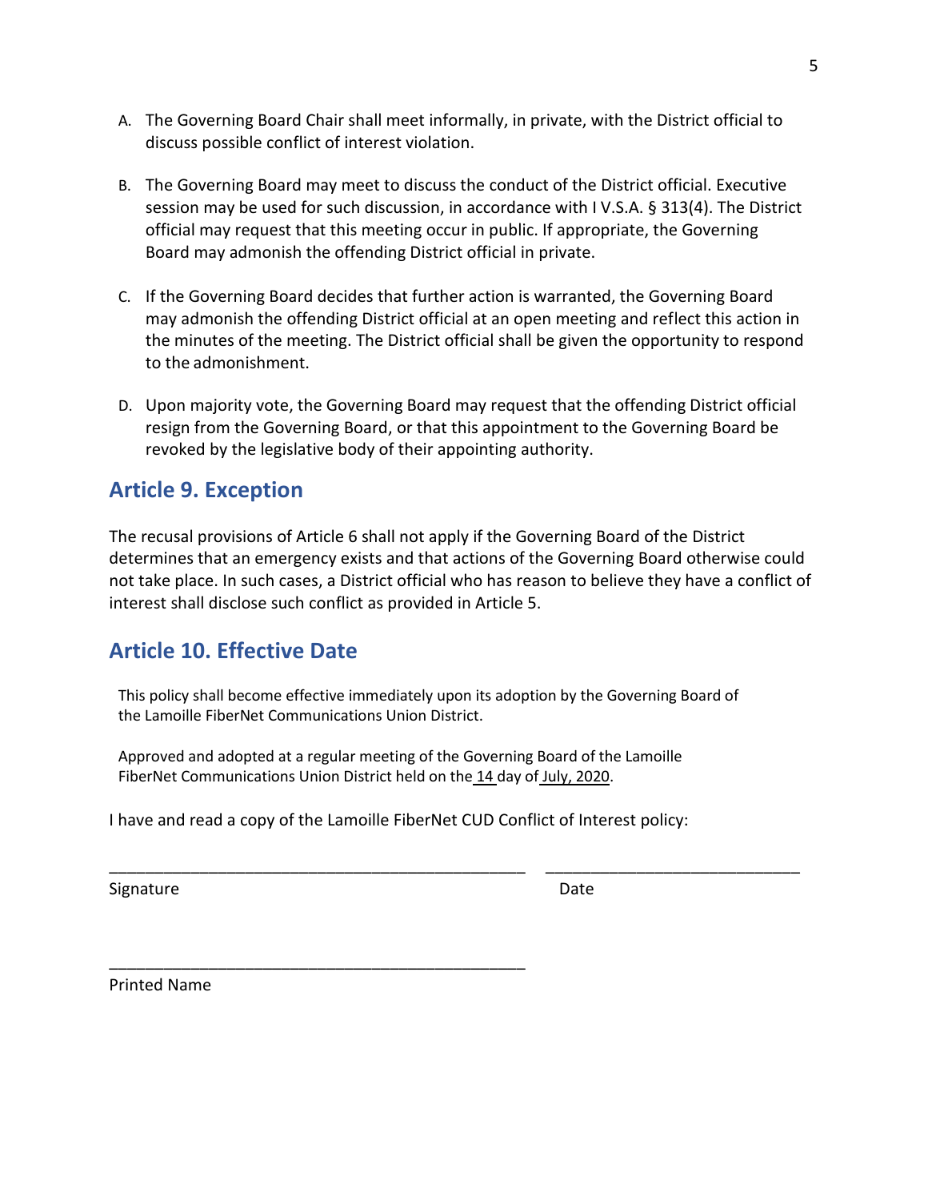A. The Governing Board Chair shall meet informally, in private, with the District official to discuss possible conflict of interest violation.

B. The Governing Board may meet to discuss the conduct of the District official. Executive session may be used for such discussion, in accordance with I V.S.A. § 313(4). The District official may request that this meeting occur in public. If appropriate, the Governing Board may admonish the offending District official in private.

C. If the Governing Board decides that further action is warranted, the Governing Board may admonish the offending District official at an open meeting and reflect this action in the minutes of the meeting. The District official shall be given the opportunity to respond to the admonishment.

D. Upon majority vote, the Governing Board may request that the offending District official resign from the Governing Board, or that this appointment to the Governing Board be revoked by the legislative body of their appointing authority.

## Article 9. Exception

The recusal provisions of Article 6 shall not apply if the Governing Board of the District determines that an emergency exists and that actions of the Governing Board otherwise could not take place. In such cases, a District official who has reason to believe they have a conflict of interest shall disclose such conflict as provided in Article 5.

## Article 10. Effective Date

This policy shall become effective immediately upon its adoption by the Governing Board of the Lamoille FiberNet Communications Union District.

Approved and adopted at a regular meeting of the Governing Board of the Lamoille FiberNet Communications Union District held on the 14 day of July, 2020.

I have and read a copy of the Lamoille FiberNet CUD Conflict of Interest policy:

_______________________________________________ ____________________________

Signature Date

_______________________________________________

Printed Name